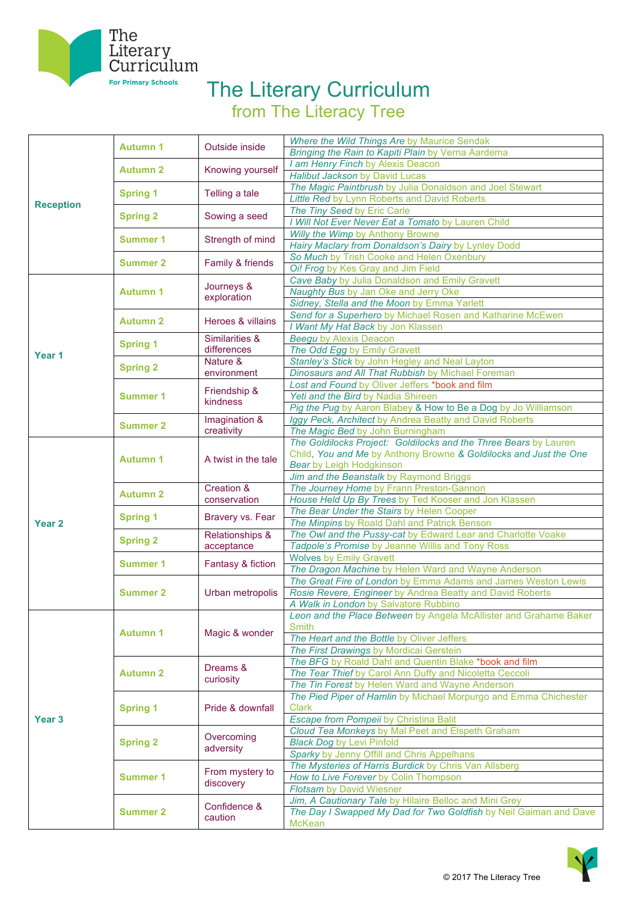# The Literary Curriculum

## from The Literacy Tree

| | | | |
|---|---|---|---|
| **Reception** | **Autumn 1** | Outside inside | *Where the Wild Things Are* by Maurice Sendak |
| | | | *Bringing the Rain to Kapiti Plain* by Verna Aardema |
| | **Autumn 2** | Knowing yourself | *I am Henry Finch* by Alexis Deacon |
| | | | *Halibut Jackson* by David Lucas |
| | **Spring 1** | Telling a tale | *The Magic Paintbrush* by Julia Donaldson and Joel Stewart |
| | | | *Little Red* by Lynn Roberts and David Roberts |
| | **Spring 2** | Sowing a seed | *The Tiny Seed* by Eric Carle |
| | | | *I Will Not Ever Never Eat a Tomato* by Lauren Child |
| | **Summer 1** | Strength of mind | *Willy the Wimp* by Anthony Browne |
| | | | *Hairy Maclary from Donaldson's Dairy* by Lynley Dodd |
| | **Summer 2** | Family & friends | *So Much* by Trish Cooke and Helen Oxenbury |
| | | | *Oi! Frog* by Kes Gray and Jim Field |
| **Year 1** | **Autumn 1** | Journeys & exploration | *Cave Baby* by Julia Donaldson and Emily Gravett |
| | | | *Naughty Bus* by Jan Oke and Jerry Oke |
| | | | *Sidney, Stella and the Moon* by Emma Yarlett |
| | **Autumn 2** | Heroes & villains | *Send for a Superhero* by Michael Rosen and Katharine McEwen |
| | | | *I Want My Hat Back* by Jon Klassen |
| | **Spring 1** | Similarities & differences | *Beegu* by Alexis Deacon |
| | | | *The Odd Egg* by Emily Gravett |
| | **Spring 2** | Nature & environment | *Stanley's Stick* by John Hegley and Neal Layton |
| | | | *Dinosaurs and All That Rubbish* by Michael Foreman |
| | **Summer 1** | Friendship & kindness | *Lost and Found* by Oliver Jeffers *book and film |
| | | | *Yeti and the Bird* by Nadia Shireen |
| | | | *Pig the Pug* by Aaron Blabey & How to Be a Dog by Jo Williamson |
| | **Summer 2** | Imagination & creativity | *Iggy Peck, Architect* by Andrea Beatty and David Roberts |
| | | | *The Magic Bed* by John Burningham |
| **Year 2** | **Autumn 1** | A twist in the tale | *The Goldilocks Project: Goldilocks and the Three Bears* by Lauren Child, *You and Me* by Anthony Browne & *Goldilocks and Just the One Bear* by Leigh Hodgkinson |
| | | | *Jim and the Beanstalk* by Raymond Briggs |
| | **Autumn 2** | Creation & conservation | *The Journey Home* by Frann Preston-Gannon |
| | | | *House Held Up By Trees* by Ted Kooser and Jon Klassen |
| | **Spring 1** | Bravery vs. Fear | *The Bear Under the Stairs* by Helen Cooper |
| | | | *The Minpins* by Roald Dahl and Patrick Benson |
| | **Spring 2** | Relationships & acceptance | *The Owl and the Pussy-cat* by Edward Lear and Charlotte Voake |
| | | | *Tadpole's Promise* by Jeanne Willis and Tony Ross |
| | **Summer 1** | Fantasy & fiction | Wolves by Emily Gravett |
| | | | *The Dragon Machine* by Helen Ward and Wayne Anderson |
| | **Summer 2** | Urban metropolis | *The Great Fire of London* by Emma Adams and James Weston Lewis |
| | | | *Rosie Revere, Engineer* by Andrea Beatty and David Roberts |
| | | | *A Walk in London* by Salvatore Rubbino |
| **Year 3** | **Autumn 1** | Magic & wonder | *Leon and the Place Between* by Angela McAllister and Grahame Baker Smith |
| | | | *The Heart and the Bottle* by Oliver Jeffers |
| | | | *The First Drawings* by Mordicai Gerstein |
| | **Autumn 2** | Dreams & curiosity | *The BFG* by Roald Dahl and Quentin Blake *book and film |
| | | | *The Tear Thief* by Carol Ann Duffy and Nicoletta Ceccoli |
| | | | *The Tin Forest* by Helen Ward and Wayne Anderson |
| | **Spring 1** | Pride & downfall | *The Pied Piper of Hamlin* by Michael Morpurgo and Emma Chichester Clark |
| | | | *Escape from Pompeii* by Christina Balit |
| | **Spring 2** | Overcoming adversity | *Cloud Tea Monkeys* by Mal Peet and Elspeth Graham |
| | | | *Black Dog* by Levi Pinfold |
| | | | *Sparky* by Jenny Offill and Chris Appelhans |
| | **Summer 1** | From mystery to discovery | *The Mysteries of Harris Burdick* by Chris Van Allsberg |
| | | | *How to Live Forever* by Colin Thompson |
| | | | *Flotsam* by David Wiesner |
| | **Summer 2** | Confidence & caution | *Jim, A Cautionary Tale* by Hilaire Belloc and Mini Grey |
| | | | *The Day I Swapped My Dad for Two Goldfish* by Neil Gaiman and Dave McKean |

© 2017 The Literacy Tree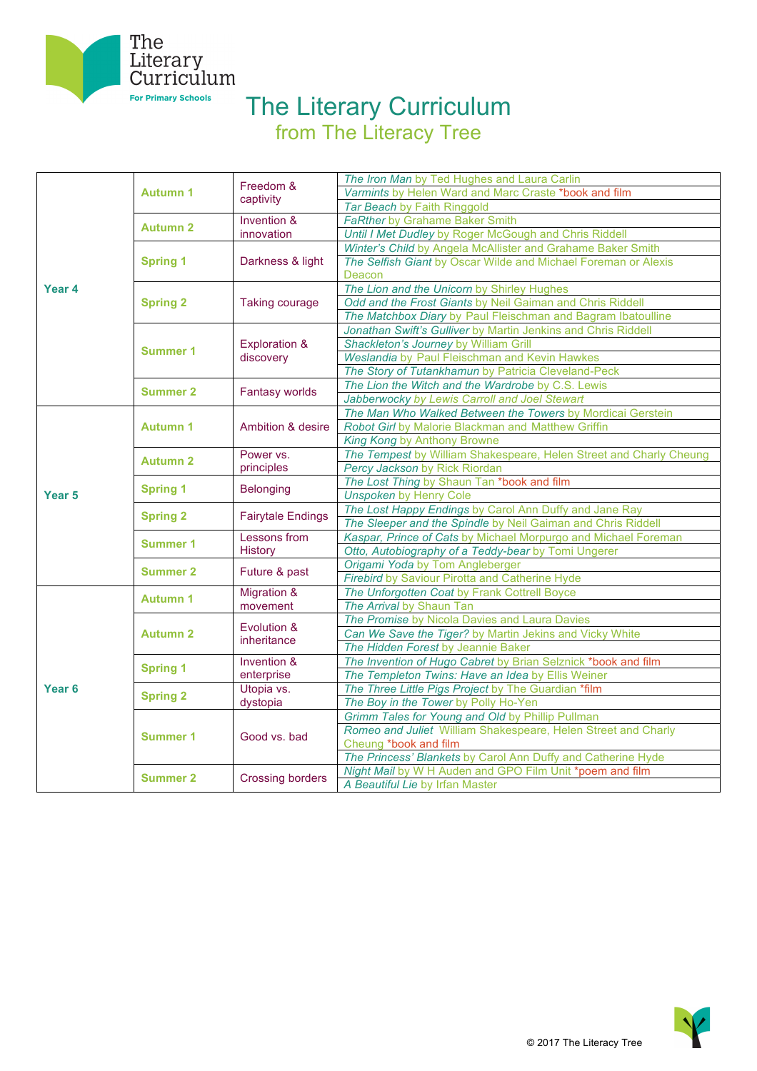The Literary Curriculum
For Primary Schools

# The Literary Curriculum
## from The Literacy Tree

| | | | |
|---|---|---|---|
| Year 4 | Autumn 1 | Freedom & captivity | *The Iron Man* by Ted Hughes and Laura Carlin |
| | | | *Varmints* by Helen Ward and Marc Craste *book and film |
| | | | *Tar Beach* by Faith Ringgold |
| | Autumn 2 | Invention & innovation | *FaRther* by Grahame Baker Smith |
| | | | *Until I Met Dudley* by Roger McGough and Chris Riddell |
| | Spring 1 | Darkness & light | *Winter's Child* by Angela McAllister and Grahame Baker Smith |
| | | | *The Selfish Giant* by Oscar Wilde and Michael Foreman or Alexis Deacon |
| | Spring 2 | Taking courage | *The Lion and the Unicorn* by Shirley Hughes |
| | | | *Odd and the Frost Giants* by Neil Gaiman and Chris Riddell |
| | | | *The Matchbox Diary* by Paul Fleischman and Bagram Ibatoulline |
| | Summer 1 | Exploration & discovery | *Jonathan Swift's Gulliver* by Martin Jenkins and Chris Riddell |
| | | | *Shackleton's Journey* by William Grill |
| | | | *Weslandia* by Paul Fleischman and Kevin Hawkes |
| | | | *The Story of Tutankhamun* by Patricia Cleveland-Peck |
| | Summer 2 | Fantasy worlds | *The Lion the Witch and the Wardrobe* by C.S. Lewis |
| | | | *Jabberwocky by Lewis Carroll and Joel Stewart* |
| Year 5 | Autumn 1 | Ambition & desire | *The Man Who Walked Between the Towers* by Mordicai Gerstein |
| | | | *Robot Girl* by Malorie Blackman and Matthew Griffin |
| | | | *King Kong* by Anthony Browne |
| | Autumn 2 | Power vs. principles | *The Tempest* by William Shakespeare, Helen Street and Charly Cheung |
| | | | *Percy Jackson* by Rick Riordan |
| | Spring 1 | Belonging | *The Lost Thing* by Shaun Tan *book and film |
| | | | *Unspoken* by Henry Cole |
| | Spring 2 | Fairytale Endings | *The Lost Happy Endings* by Carol Ann Duffy and Jane Ray |
| | | | *The Sleeper and the Spindle* by Neil Gaiman and Chris Riddell |
| | Summer 1 | Lessons from History | *Kaspar, Prince of Cats* by Michael Morpurgo and Michael Foreman |
| | | | *Otto, Autobiography of a Teddy-bear* by Tomi Ungerer |
| | Summer 2 | Future & past | *Origami Yoda* by Tom Angleberger |
| | | | *Firebird* by Saviour Pirotta and Catherine Hyde |
| Year 6 | Autumn 1 | Migration & movement | *The Unforgotten Coat* by Frank Cottrell Boyce |
| | | | *The Arrival* by Shaun Tan |
| | Autumn 2 | Evolution & inheritance | *The Promise* by Nicola Davies and Laura Davies |
| | | | *Can We Save the Tiger?* by Martin Jekins and Vicky White |
| | | | *The Hidden Forest* by Jeannie Baker |
| | Spring 1 | Invention & enterprise | *The Invention of Hugo Cabret* by Brian Selznick *book and film |
| | | | *The Templeton Twins: Have an Idea* by Ellis Weiner |
| | Spring 2 | Utopia vs. dystopia | *The Three Little Pigs Project* by The Guardian *film |
| | | | *The Boy in the Tower* by Polly Ho-Yen |
| | Summer 1 | Good vs. bad | *Grimm Tales for Young and Old* by Phillip Pullman |
| | | | *Romeo and Juliet* William Shakespeare, Helen Street and Charly Cheung *book and film |
| | | | *The Princess' Blankets* by Carol Ann Duffy and Catherine Hyde |
| | Summer 2 | Crossing borders | *Night Mail* by W H Auden and GPO Film Unit *poem and film |
| | | | *A Beautiful Lie* by Irfan Master |

© 2017 The Literacy Tree